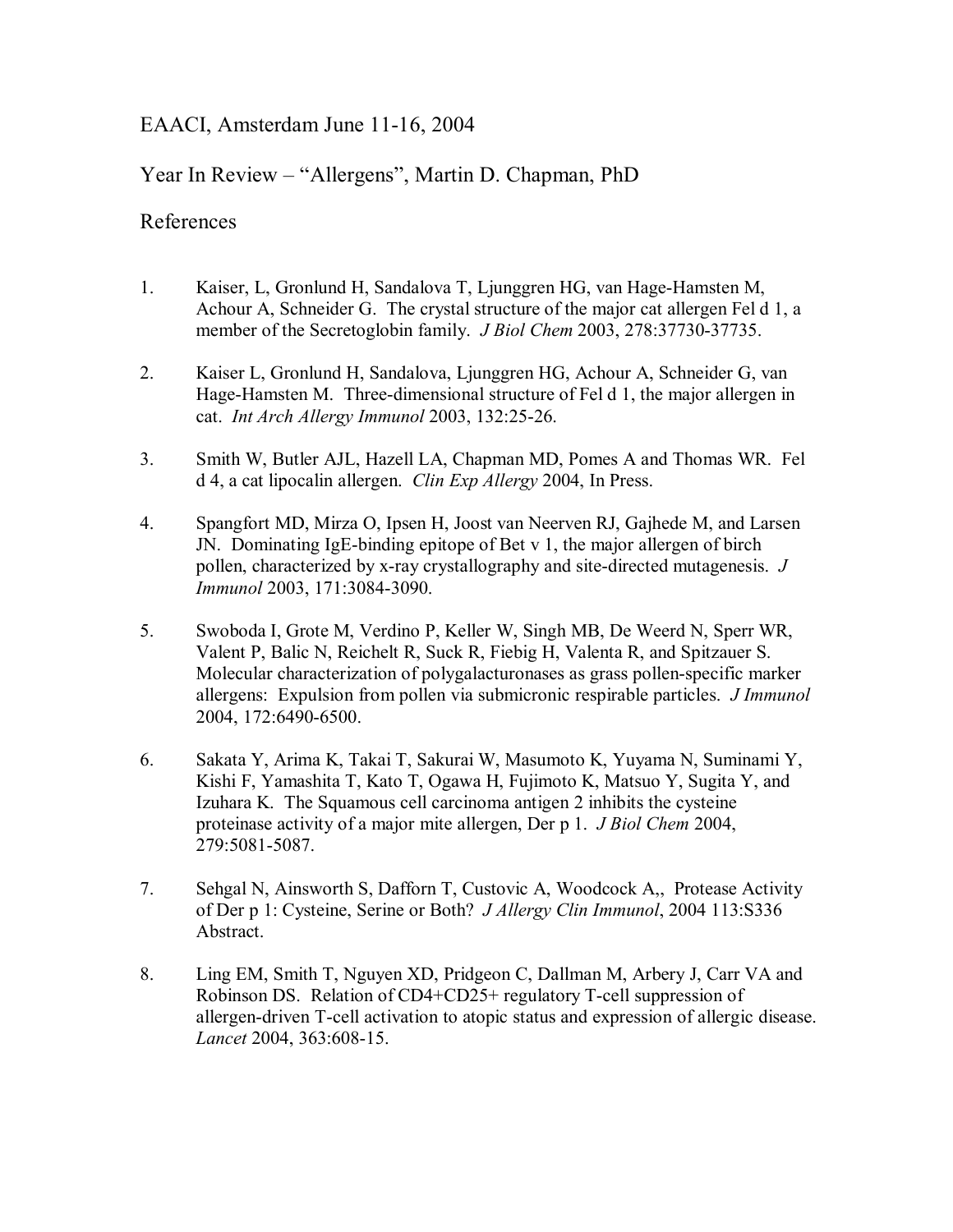EAACI, Amsterdam June 11-16, 2004

Year In Review – "Allergens", Martin D. Chapman, PhD

References

1. Kaiser, L, Gronlund H, Sandalova T, Ljunggren HG, van Hage-Hamsten M, Achour A, Schneider G. The crystal structure of the major cat allergen Fel d 1, a member of the Secretoglobin family. *J Biol Chem* 2003, 278:37730-37735.

2. Kaiser L, Gronlund H, Sandalova, Ljunggren HG, Achour A, Schneider G, van Hage-Hamsten M. Three-dimensional structure of Fel d 1, the major allergen in cat. *Int Arch Allergy Immunol* 2003, 132:25-26.

3. Smith W, Butler AJL, Hazell LA, Chapman MD, Pomes A and Thomas WR. Fel d 4, a cat lipocalin allergen. *Clin Exp Allergy* 2004, In Press.

4. Spangfort MD, Mirza O, Ipsen H, Joost van Neerven RJ, Gajhede M, and Larsen JN. Dominating IgE-binding epitope of Bet v 1, the major allergen of birch pollen, characterized by x-ray crystallography and site-directed mutagenesis. *J Immunol* 2003, 171:3084-3090.

5. Swoboda I, Grote M, Verdino P, Keller W, Singh MB, De Weerd N, Sperr WR, Valent P, Balic N, Reichelt R, Suck R, Fiebig H, Valenta R, and Spitzauer S. Molecular characterization of polygalacturonases as grass pollen-specific marker allergens: Expulsion from pollen via submicronic respirable particles. *J Immunol* 2004, 172:6490-6500.

6. Sakata Y, Arima K, Takai T, Sakurai W, Masumoto K, Yuyama N, Suminami Y, Kishi F, Yamashita T, Kato T, Ogawa H, Fujimoto K, Matsuo Y, Sugita Y, and Izuhara K. The Squamous cell carcinoma antigen 2 inhibits the cysteine proteinase activity of a major mite allergen, Der p 1. *J Biol Chem* 2004, 279:5081-5087.

7. Sehgal N, Ainsworth S, Dafforn T, Custovic A, Woodcock A,, Protease Activity of Der p 1: Cysteine, Serine or Both? *J Allergy Clin Immunol*, 2004 113:S336 Abstract.

8. Ling EM, Smith T, Nguyen XD, Pridgeon C, Dallman M, Arbery J, Carr VA and Robinson DS. Relation of CD4+CD25+ regulatory T-cell suppression of allergen-driven T-cell activation to atopic status and expression of allergic disease. *Lancet* 2004, 363:608-15.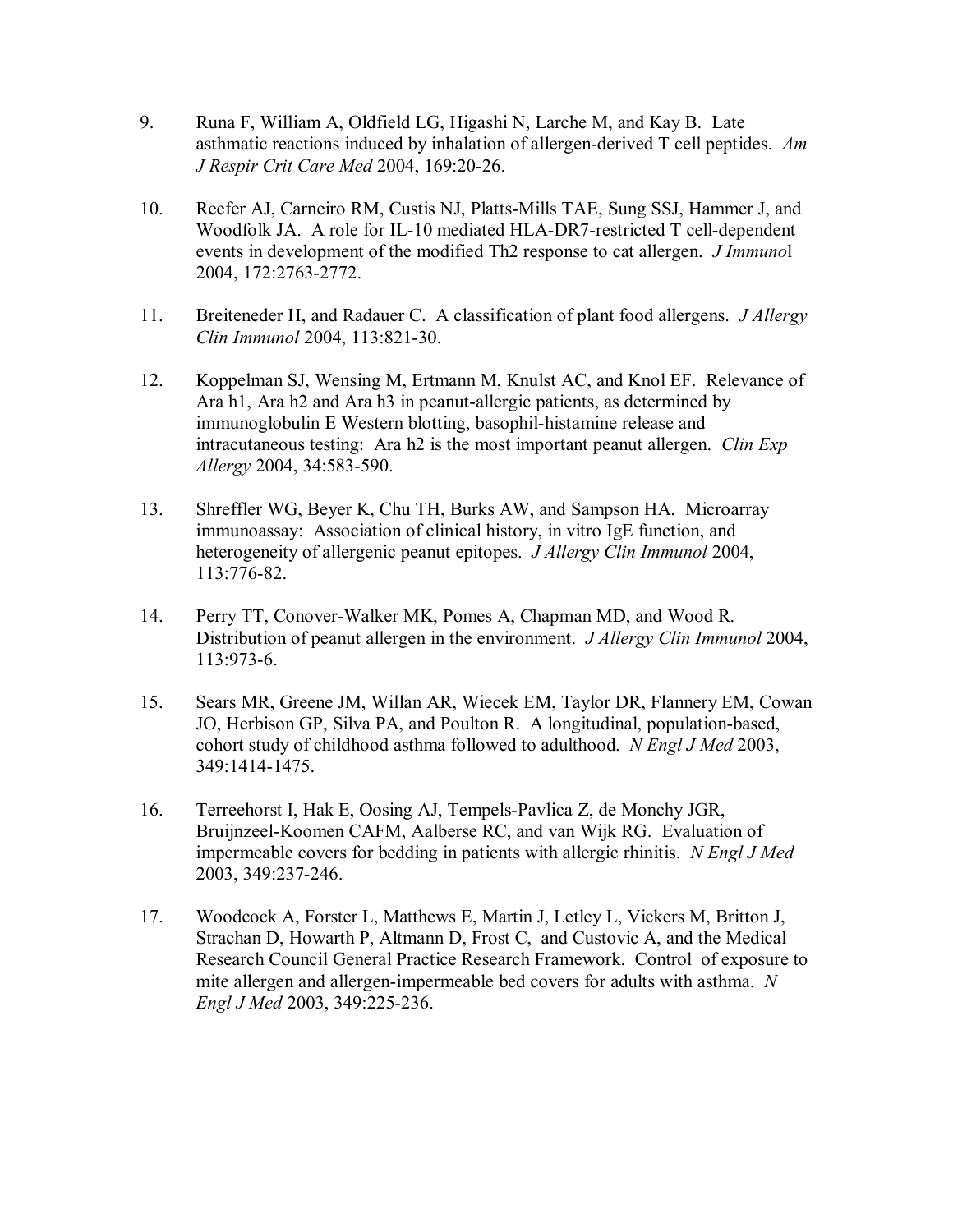9. Runa F, William A, Oldfield LG, Higashi N, Larche M, and Kay B. Late asthmatic reactions induced by inhalation of allergen-derived T cell peptides. *Am J Respir Crit Care Med* 2004, 169:20-26.

10. Reefer AJ, Carneiro RM, Custis NJ, Platts-Mills TAE, Sung SSJ, Hammer J, and Woodfolk JA. A role for IL-10 mediated HLA-DR7-restricted T cell-dependent events in development of the modified Th2 response to cat allergen. *J Immunol* 2004, 172:2763-2772.

11. Breiteneder H, and Radauer C. A classification of plant food allergens. *J Allergy Clin Immunol* 2004, 113:821-30.

12. Koppelman SJ, Wensing M, Ertmann M, Knulst AC, and Knol EF. Relevance of Ara h1, Ara h2 and Ara h3 in peanut-allergic patients, as determined by immunoglobulin E Western blotting, basophil-histamine release and intracutaneous testing: Ara h2 is the most important peanut allergen. *Clin Exp Allergy* 2004, 34:583-590.

13. Shreffler WG, Beyer K, Chu TH, Burks AW, and Sampson HA. Microarray immunoassay: Association of clinical history, in vitro IgE function, and heterogeneity of allergenic peanut epitopes. *J Allergy Clin Immunol* 2004, 113:776-82.

14. Perry TT, Conover-Walker MK, Pomes A, Chapman MD, and Wood R. Distribution of peanut allergen in the environment. *J Allergy Clin Immunol* 2004, 113:973-6.

15. Sears MR, Greene JM, Willan AR, Wiecek EM, Taylor DR, Flannery EM, Cowan JO, Herbison GP, Silva PA, and Poulton R. A longitudinal, population-based, cohort study of childhood asthma followed to adulthood. *N Engl J Med* 2003, 349:1414-1475.

16. Terreehorst I, Hak E, Oosing AJ, Tempels-Pavlica Z, de Monchy JGR, Bruijnzeel-Koomen CAFM, Aalberse RC, and van Wijk RG. Evaluation of impermeable covers for bedding in patients with allergic rhinitis. *N Engl J Med* 2003, 349:237-246.

17. Woodcock A, Forster L, Matthews E, Martin J, Letley L, Vickers M, Britton J, Strachan D, Howarth P, Altmann D, Frost C, and Custovic A, and the Medical Research Council General Practice Research Framework. Control of exposure to mite allergen and allergen-impermeable bed covers for adults with asthma. *N Engl J Med* 2003, 349:225-236.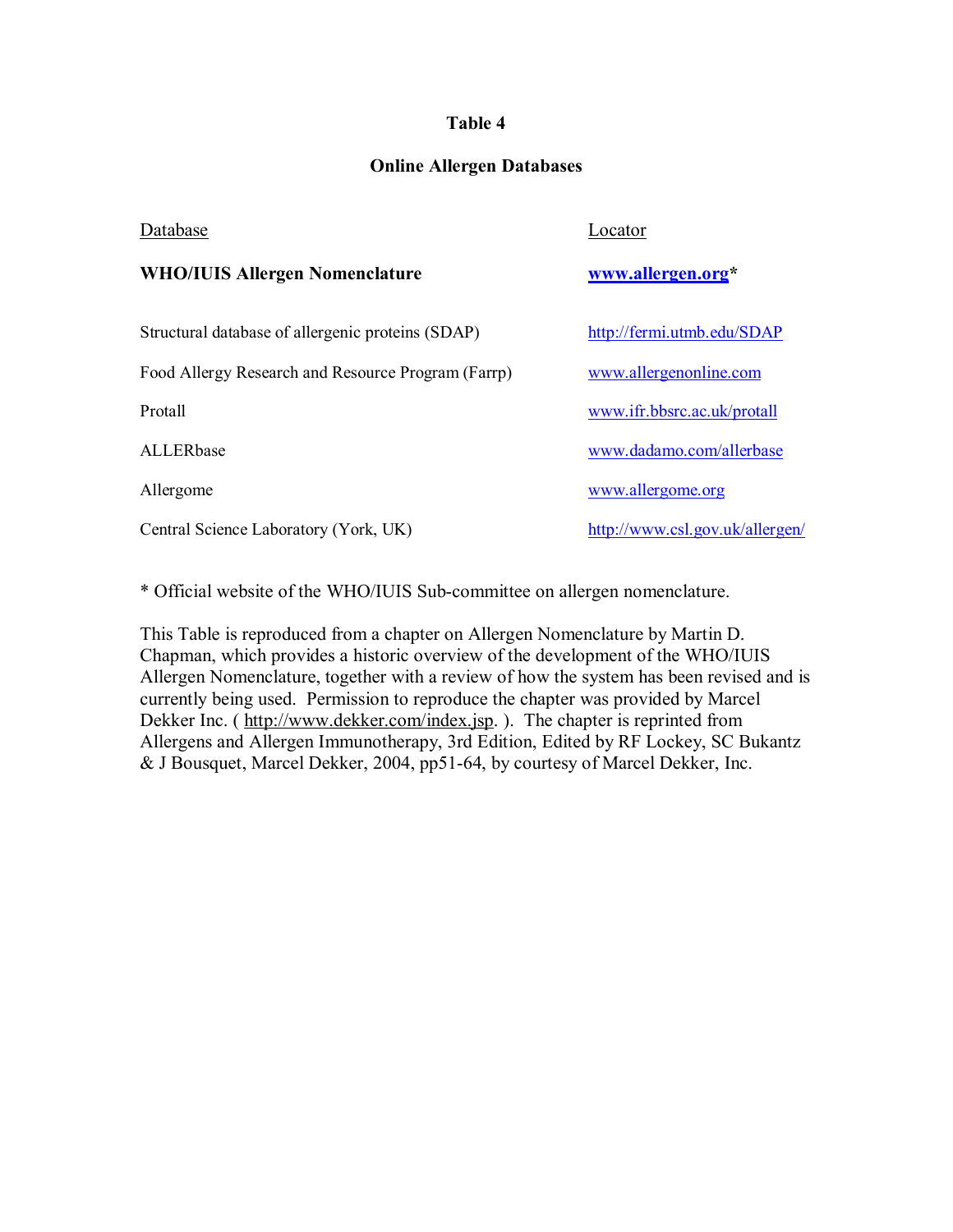**Table 4**

**Online Allergen Databases**

| Database | Locator |
| --- | --- |
| **WHO/IUIS Allergen Nomenclature** | **www.allergen.org*** |
| Structural database of allergenic proteins (SDAP) | http://fermi.utmb.edu/SDAP |
| Food Allergy Research and Resource Program (Farrp) | www.allergenonline.com |
| Protall | www.ifr.bbsrc.ac.uk/protall |
| ALLERbase | www.dadamo.com/allerbase |
| Allergome | www.allergome.org |
| Central Science Laboratory (York, UK) | http://www.csl.gov.uk/allergen/ |

* Official website of the WHO/IUIS Sub-committee on allergen nomenclature.

This Table is reproduced from a chapter on Allergen Nomenclature by Martin D. Chapman, which provides a historic overview of the development of the WHO/IUIS Allergen Nomenclature, together with a review of how the system has been revised and is currently being used. Permission to reproduce the chapter was provided by Marcel Dekker Inc. ( http://www.dekker.com/index.jsp. ). The chapter is reprinted from Allergens and Allergen Immunotherapy, 3rd Edition, Edited by RF Lockey, SC Bukantz & J Bousquet, Marcel Dekker, 2004, pp51-64, by courtesy of Marcel Dekker, Inc.